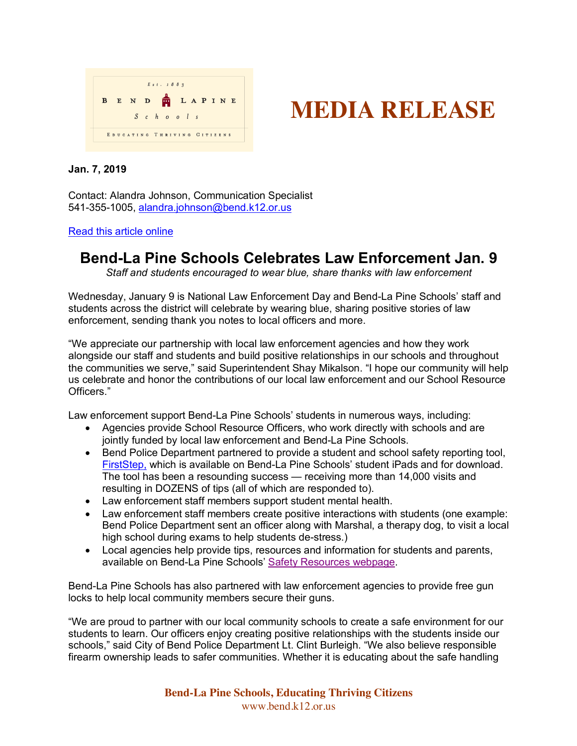# MEDIA RELEASE

**Jan. 7, 2019**

Contact: Alandra Johnson, Communication Specialist
541-355-1005, alandra.johnson@bend.k12.or.us

Read this article online

## Bend-La Pine Schools Celebrates Law Enforcement Jan. 9

*Staff and students encouraged to wear blue, share thanks with law enforcement*

Wednesday, January 9 is National Law Enforcement Day and Bend-La Pine Schools' staff and students across the district will celebrate by wearing blue, sharing positive stories of law enforcement, sending thank you notes to local officers and more.

"We appreciate our partnership with local law enforcement agencies and how they work alongside our staff and students and build positive relationships in our schools and throughout the communities we serve," said Superintendent Shay Mikalson. "I hope our community will help us celebrate and honor the contributions of our local law enforcement and our School Resource Officers."

Law enforcement support Bend-La Pine Schools' students in numerous ways, including:

- Agencies provide School Resource Officers, who work directly with schools and are jointly funded by local law enforcement and Bend-La Pine Schools.
- Bend Police Department partnered to provide a student and school safety reporting tool, FirstStep, which is available on Bend-La Pine Schools' student iPads and for download. The tool has been a resounding success — receiving more than 14,000 visits and resulting in DOZENS of tips (all of which are responded to).
- Law enforcement staff members support student mental health.
- Law enforcement staff members create positive interactions with students (one example: Bend Police Department sent an officer along with Marshal, a therapy dog, to visit a local high school during exams to help students de-stress.)
- Local agencies help provide tips, resources and information for students and parents, available on Bend-La Pine Schools' Safety Resources webpage.

Bend-La Pine Schools has also partnered with law enforcement agencies to provide free gun locks to help local community members secure their guns.

"We are proud to partner with our local community schools to create a safe environment for our students to learn. Our officers enjoy creating positive relationships with the students inside our schools," said City of Bend Police Department Lt. Clint Burleigh. "We also believe responsible firearm ownership leads to safer communities. Whether it is educating about the safe handling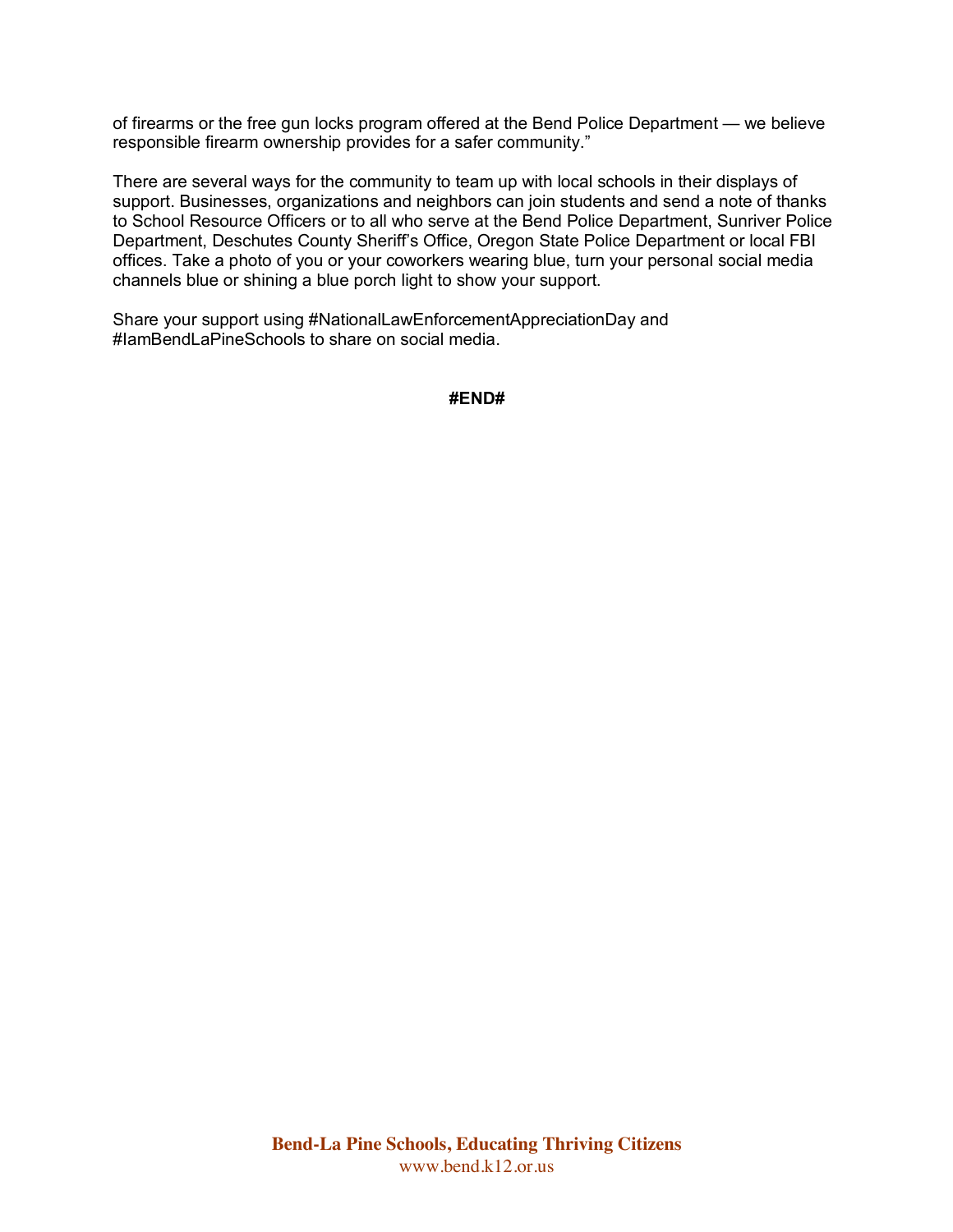of firearms or the free gun locks program offered at the Bend Police Department — we believe responsible firearm ownership provides for a safer community."

There are several ways for the community to team up with local schools in their displays of support. Businesses, organizations and neighbors can join students and send a note of thanks to School Resource Officers or to all who serve at the Bend Police Department, Sunriver Police Department, Deschutes County Sheriff's Office, Oregon State Police Department or local FBI offices. Take a photo of you or your coworkers wearing blue, turn your personal social media channels blue or shining a blue porch light to show your support.

Share your support using #NationalLawEnforcementAppreciationDay and #IamBendLaPineSchools to share on social media.

**#END#**

**Bend-La Pine Schools, Educating Thriving Citizens**
www.bend.k12.or.us